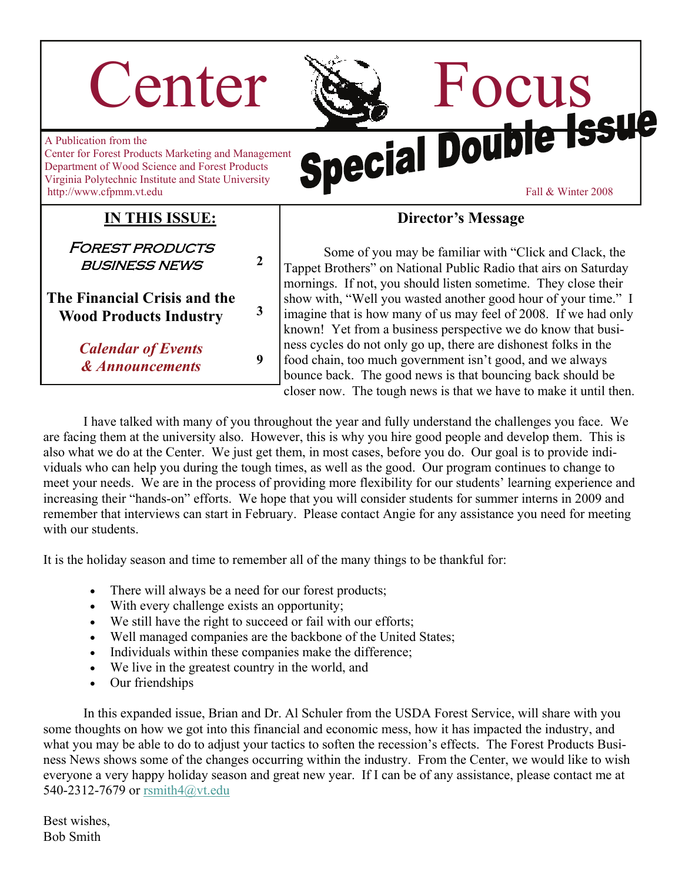# Center Focus

## Special Double Issue

A Publication from the
Center for Forest Products Marketing and Management
Department of Wood Science and Forest Products
Virginia Polytechnic Institute and State University
http://www.cfpmm.vt.edu

Fall & Winter 2008

### IN THIS ISSUE:

| | |
|---|---|
| FOREST PRODUCTS BUSINESS NEWS | 2 |
| **The Financial Crisis and the Wood Products Industry** | 3 |
| ***Calendar of Events & Announcements*** | 9 |

## Director's Message

Some of you may be familiar with "Click and Clack, the Tappet Brothers" on National Public Radio that airs on Saturday mornings. If not, you should listen sometime. They close their show with, "Well you wasted another good hour of your time." I imagine that is how many of us may feel of 2008. If we had only known! Yet from a business perspective we do know that business cycles do not only go up, there are dishonest folks in the food chain, too much government isn't good, and we always bounce back. The good news is that bouncing back should be closer now. The tough news is that we have to make it until then.

I have talked with many of you throughout the year and fully understand the challenges you face. We are facing them at the university also. However, this is why you hire good people and develop them. This is also what we do at the Center. We just get them, in most cases, before you do. Our goal is to provide individuals who can help you during the tough times, as well as the good. Our program continues to change to meet your needs. We are in the process of providing more flexibility for our students' learning experience and increasing their "hands-on" efforts. We hope that you will consider students for summer interns in 2009 and remember that interviews can start in February. Please contact Angie for any assistance you need for meeting with our students.

It is the holiday season and time to remember all of the many things to be thankful for:

- There will always be a need for our forest products;
- With every challenge exists an opportunity;
- We still have the right to succeed or fail with our efforts;
- Well managed companies are the backbone of the United States;
- Individuals within these companies make the difference;
- We live in the greatest country in the world, and
- Our friendships

In this expanded issue, Brian and Dr. Al Schuler from the USDA Forest Service, will share with you some thoughts on how we got into this financial and economic mess, how it has impacted the industry, and what you may be able to do to adjust your tactics to soften the recession's effects. The Forest Products Business News shows some of the changes occurring within the industry. From the Center, we would like to wish everyone a very happy holiday season and great new year. If I can be of any assistance, please contact me at 540-2312-7679 or rsmith4@vt.edu

Best wishes,
Bob Smith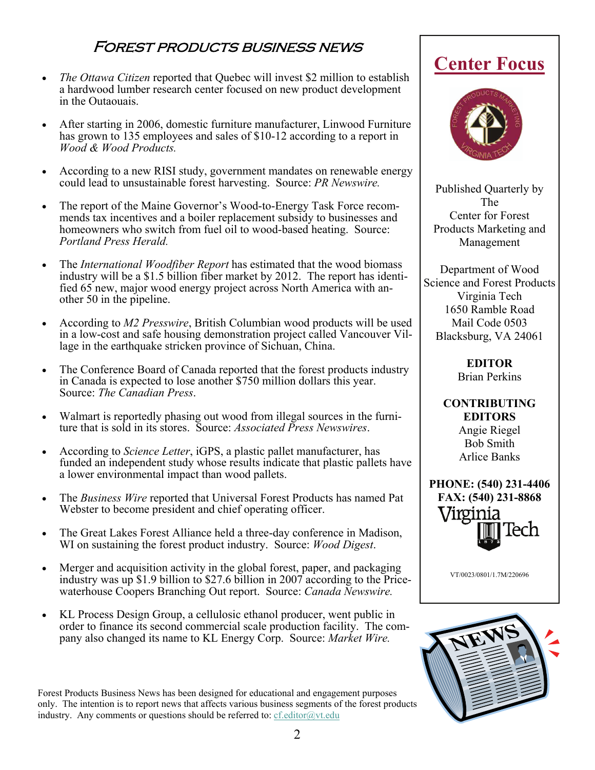# Forest products business news

- *The Ottawa Citizen* reported that Quebec will invest $2 million to establish a hardwood lumber research center focused on new product development in the Outaouais.
- After starting in 2006, domestic furniture manufacturer, Linwood Furniture has grown to 135 employees and sales of $10-12 according to a report in *Wood & Wood Products.*
- According to a new RISI study, government mandates on renewable energy could lead to unsustainable forest harvesting. Source: *PR Newswire.*
- The report of the Maine Governor's Wood-to-Energy Task Force recommends tax incentives and a boiler replacement subsidy to businesses and homeowners who switch from fuel oil to wood-based heating. Source: *Portland Press Herald.*
- The *International Woodfiber Report* has estimated that the wood biomass industry will be a $1.5 billion fiber market by 2012. The report has identified 65 new, major wood energy project across North America with another 50 in the pipeline.
- According to *M2 Presswire*, British Columbian wood products will be used in a low-cost and safe housing demonstration project called Vancouver Village in the earthquake stricken province of Sichuan, China.
- The Conference Board of Canada reported that the forest products industry in Canada is expected to lose another $750 million dollars this year. Source: *The Canadian Press*.
- Walmart is reportedly phasing out wood from illegal sources in the furniture that is sold in its stores. Source: *Associated Press Newswires*.
- According to *Science Letter*, iGPS, a plastic pallet manufacturer, has funded an independent study whose results indicate that plastic pallets have a lower environmental impact than wood pallets.
- The *Business Wire* reported that Universal Forest Products has named Pat Webster to become president and chief operating officer.
- The Great Lakes Forest Alliance held a three-day conference in Madison, WI on sustaining the forest product industry. Source: *Wood Digest*.
- Merger and acquisition activity in the global forest, paper, and packaging industry was up $1.9 billion to $27.6 billion in 2007 according to the Pricewaterhouse Coopers Branching Out report. Source: *Canada Newswire.*
- KL Process Design Group, a cellulosic ethanol producer, went public in order to finance its second commercial scale production facility. The company also changed its name to KL Energy Corp. Source: *Market Wire.*

Forest Products Business News has been designed for educational and engagement purposes only. The intention is to report news that affects various business segments of the forest products industry. Any comments or questions should be referred to: cf.editor@vt.edu

## Center Focus

Published Quarterly by The Center for Forest Products Marketing and Management

Department of Wood Science and Forest Products
Virginia Tech
1650 Ramble Road
Mail Code 0503
Blacksburg, VA 24061

**EDITOR**
Brian Perkins

**CONTRIBUTING EDITORS**
Angie Riegel
Bob Smith
Arlice Banks

**PHONE: (540) 231-4406**
**FAX: (540) 231-8868**

VT/0023/0801/1.7M/220696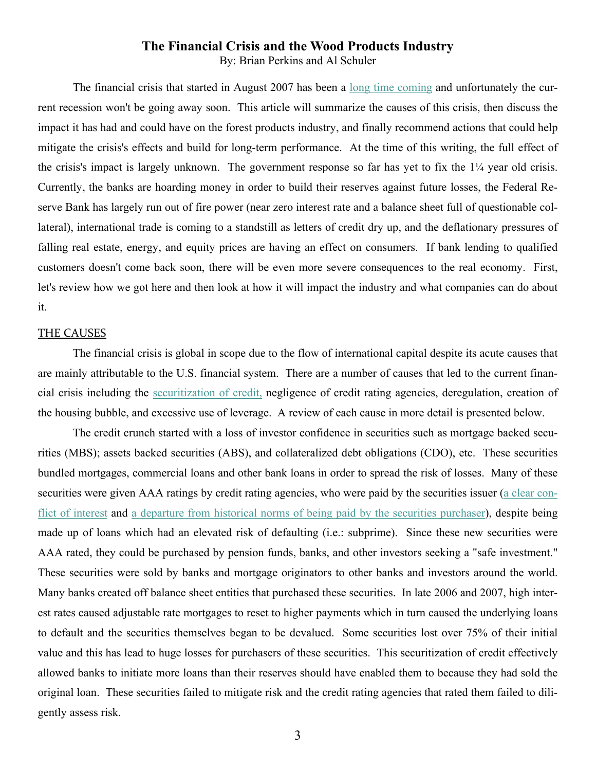# The Financial Crisis and the Wood Products Industry

By: Brian Perkins and Al Schuler

The financial crisis that started in August 2007 has been a long time coming and unfortunately the current recession won't be going away soon. This article will summarize the causes of this crisis, then discuss the impact it has had and could have on the forest products industry, and finally recommend actions that could help mitigate the crisis's effects and build for long-term performance. At the time of this writing, the full effect of the crisis's impact is largely unknown. The government response so far has yet to fix the 1¼ year old crisis. Currently, the banks are hoarding money in order to build their reserves against future losses, the Federal Reserve Bank has largely run out of fire power (near zero interest rate and a balance sheet full of questionable collateral), international trade is coming to a standstill as letters of credit dry up, and the deflationary pressures of falling real estate, energy, and equity prices are having an effect on consumers. If bank lending to qualified customers doesn't come back soon, there will be even more severe consequences to the real economy. First, let's review how we got here and then look at how it will impact the industry and what companies can do about it.

## THE CAUSES

The financial crisis is global in scope due to the flow of international capital despite its acute causes that are mainly attributable to the U.S. financial system. There are a number of causes that led to the current financial crisis including the securitization of credit, negligence of credit rating agencies, deregulation, creation of the housing bubble, and excessive use of leverage. A review of each cause in more detail is presented below.

The credit crunch started with a loss of investor confidence in securities such as mortgage backed securities (MBS); assets backed securities (ABS), and collateralized debt obligations (CDO), etc. These securities bundled mortgages, commercial loans and other bank loans in order to spread the risk of losses. Many of these securities were given AAA ratings by credit rating agencies, who were paid by the securities issuer (a clear conflict of interest and a departure from historical norms of being paid by the securities purchaser), despite being made up of loans which had an elevated risk of defaulting (i.e.: subprime). Since these new securities were AAA rated, they could be purchased by pension funds, banks, and other investors seeking a "safe investment." These securities were sold by banks and mortgage originators to other banks and investors around the world. Many banks created off balance sheet entities that purchased these securities. In late 2006 and 2007, high interest rates caused adjustable rate mortgages to reset to higher payments which in turn caused the underlying loans to default and the securities themselves began to be devalued. Some securities lost over 75% of their initial value and this has lead to huge losses for purchasers of these securities. This securitization of credit effectively allowed banks to initiate more loans than their reserves should have enabled them to because they had sold the original loan. These securities failed to mitigate risk and the credit rating agencies that rated them failed to diligently assess risk.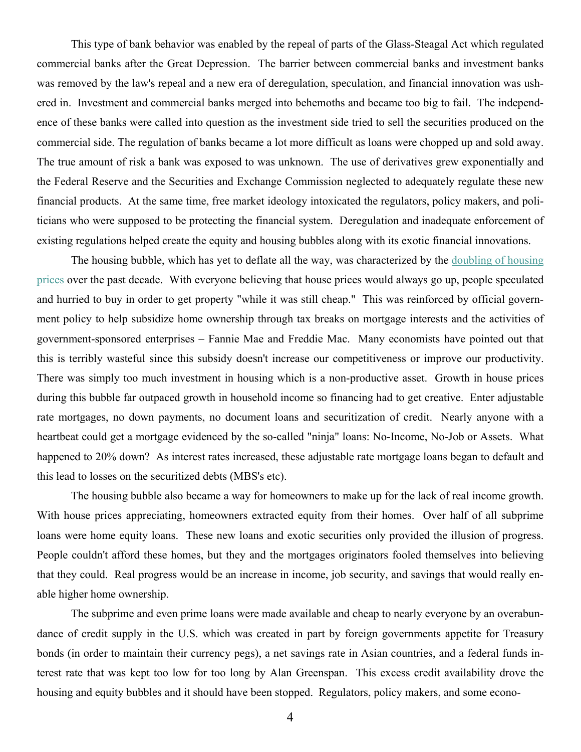This type of bank behavior was enabled by the repeal of parts of the Glass-Steagal Act which regulated commercial banks after the Great Depression. The barrier between commercial banks and investment banks was removed by the law's repeal and a new era of deregulation, speculation, and financial innovation was ushered in. Investment and commercial banks merged into behemoths and became too big to fail. The independence of these banks were called into question as the investment side tried to sell the securities produced on the commercial side. The regulation of banks became a lot more difficult as loans were chopped up and sold away. The true amount of risk a bank was exposed to was unknown. The use of derivatives grew exponentially and the Federal Reserve and the Securities and Exchange Commission neglected to adequately regulate these new financial products. At the same time, free market ideology intoxicated the regulators, policy makers, and politicians who were supposed to be protecting the financial system. Deregulation and inadequate enforcement of existing regulations helped create the equity and housing bubbles along with its exotic financial innovations.

The housing bubble, which has yet to deflate all the way, was characterized by the doubling of housing prices over the past decade. With everyone believing that house prices would always go up, people speculated and hurried to buy in order to get property "while it was still cheap." This was reinforced by official government policy to help subsidize home ownership through tax breaks on mortgage interests and the activities of government-sponsored enterprises – Fannie Mae and Freddie Mac. Many economists have pointed out that this is terribly wasteful since this subsidy doesn't increase our competitiveness or improve our productivity. There was simply too much investment in housing which is a non-productive asset. Growth in house prices during this bubble far outpaced growth in household income so financing had to get creative. Enter adjustable rate mortgages, no down payments, no document loans and securitization of credit. Nearly anyone with a heartbeat could get a mortgage evidenced by the so-called "ninja" loans: No-Income, No-Job or Assets. What happened to 20% down? As interest rates increased, these adjustable rate mortgage loans began to default and this lead to losses on the securitized debts (MBS's etc).

The housing bubble also became a way for homeowners to make up for the lack of real income growth. With house prices appreciating, homeowners extracted equity from their homes. Over half of all subprime loans were home equity loans. These new loans and exotic securities only provided the illusion of progress. People couldn't afford these homes, but they and the mortgages originators fooled themselves into believing that they could. Real progress would be an increase in income, job security, and savings that would really enable higher home ownership.

The subprime and even prime loans were made available and cheap to nearly everyone by an overabundance of credit supply in the U.S. which was created in part by foreign governments appetite for Treasury bonds (in order to maintain their currency pegs), a net savings rate in Asian countries, and a federal funds interest rate that was kept too low for too long by Alan Greenspan. This excess credit availability drove the housing and equity bubbles and it should have been stopped. Regulators, policy makers, and some econo-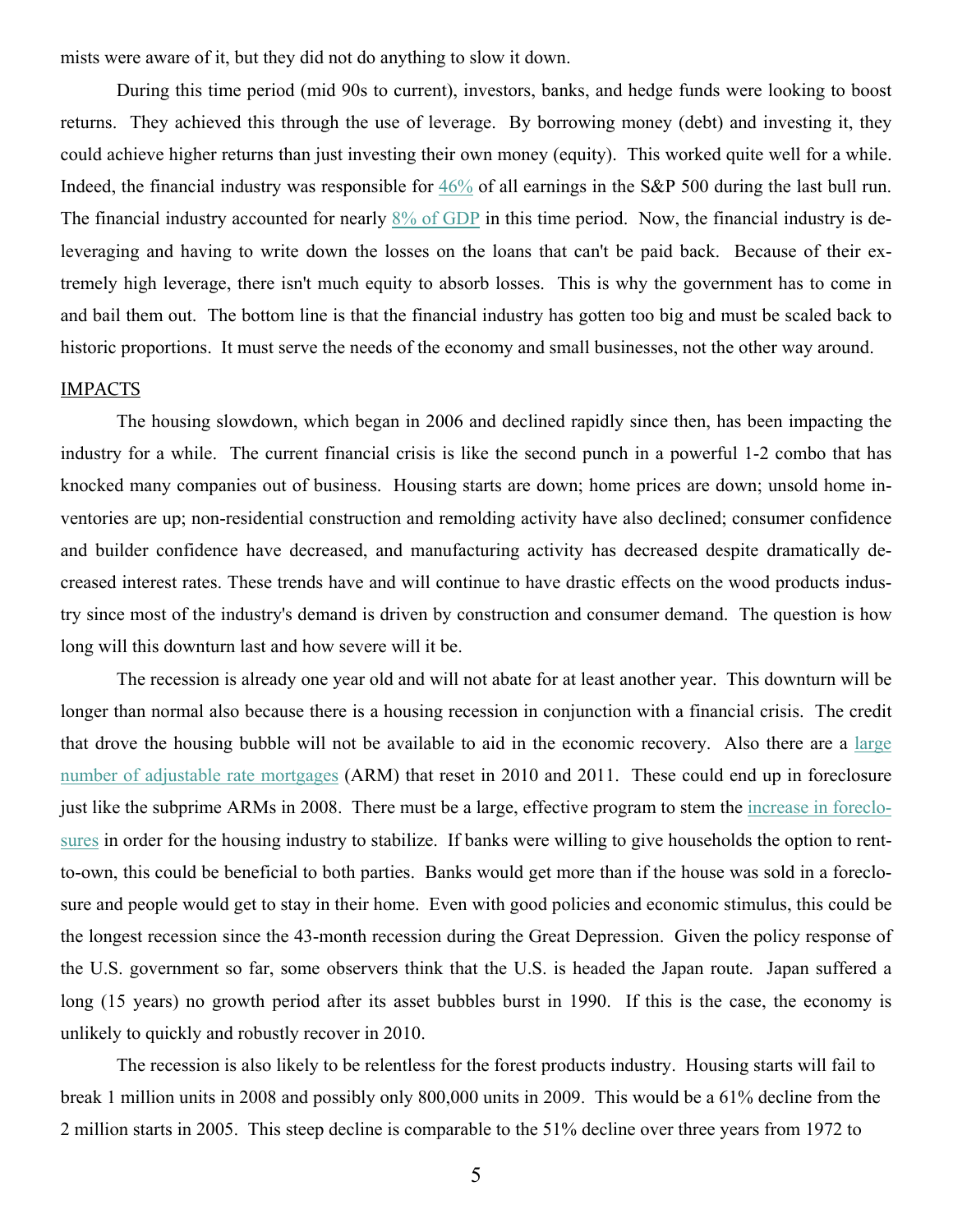mists were aware of it, but they did not do anything to slow it down.

During this time period (mid 90s to current), investors, banks, and hedge funds were looking to boost returns. They achieved this through the use of leverage. By borrowing money (debt) and investing it, they could achieve higher returns than just investing their own money (equity). This worked quite well for a while. Indeed, the financial industry was responsible for 46% of all earnings in the S&P 500 during the last bull run. The financial industry accounted for nearly 8% of GDP in this time period. Now, the financial industry is deleveraging and having to write down the losses on the loans that can't be paid back. Because of their extremely high leverage, there isn't much equity to absorb losses. This is why the government has to come in and bail them out. The bottom line is that the financial industry has gotten too big and must be scaled back to historic proportions. It must serve the needs of the economy and small businesses, not the other way around.

## IMPACTS

The housing slowdown, which began in 2006 and declined rapidly since then, has been impacting the industry for a while. The current financial crisis is like the second punch in a powerful 1-2 combo that has knocked many companies out of business. Housing starts are down; home prices are down; unsold home inventories are up; non-residential construction and remolding activity have also declined; consumer confidence and builder confidence have decreased, and manufacturing activity has decreased despite dramatically decreased interest rates. These trends have and will continue to have drastic effects on the wood products industry since most of the industry's demand is driven by construction and consumer demand. The question is how long will this downturn last and how severe will it be.

The recession is already one year old and will not abate for at least another year. This downturn will be longer than normal also because there is a housing recession in conjunction with a financial crisis. The credit that drove the housing bubble will not be available to aid in the economic recovery. Also there are a large number of adjustable rate mortgages (ARM) that reset in 2010 and 2011. These could end up in foreclosure just like the subprime ARMs in 2008. There must be a large, effective program to stem the increase in foreclosures in order for the housing industry to stabilize. If banks were willing to give households the option to rent-to-own, this could be beneficial to both parties. Banks would get more than if the house was sold in a foreclosure and people would get to stay in their home. Even with good policies and economic stimulus, this could be the longest recession since the 43-month recession during the Great Depression. Given the policy response of the U.S. government so far, some observers think that the U.S. is headed the Japan route. Japan suffered a long (15 years) no growth period after its asset bubbles burst in 1990. If this is the case, the economy is unlikely to quickly and robustly recover in 2010.

The recession is also likely to be relentless for the forest products industry. Housing starts will fail to break 1 million units in 2008 and possibly only 800,000 units in 2009. This would be a 61% decline from the 2 million starts in 2005. This steep decline is comparable to the 51% decline over three years from 1972 to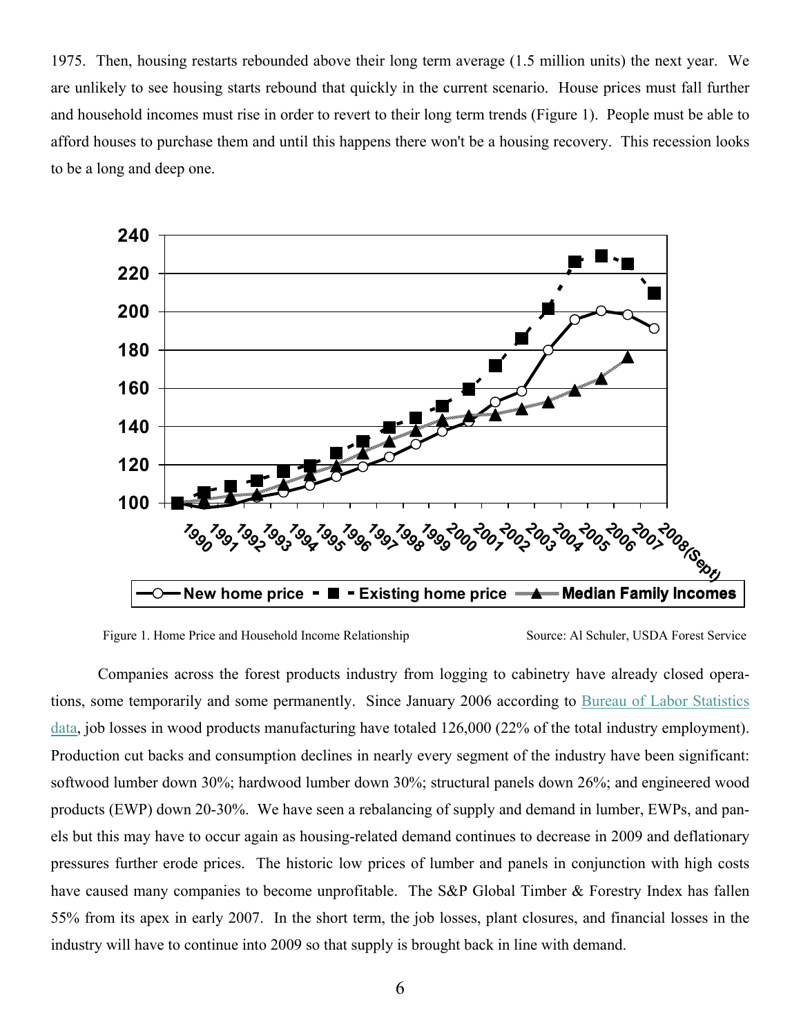1975. Then, housing restarts rebounded above their long term average (1.5 million units) the next year. We are unlikely to see housing starts rebound that quickly in the current scenario. House prices must fall further and household incomes must rise in order to revert to their long term trends (Figure 1). People must be able to afford houses to purchase them and until this happens there won't be a housing recovery. This recession looks to be a long and deep one.

Figure 1. Home Price and Household Income Relationship Source: Al Schuler, USDA Forest Service

Companies across the forest products industry from logging to cabinetry have already closed operations, some temporarily and some permanently. Since January 2006 according to Bureau of Labor Statistics data, job losses in wood products manufacturing have totaled 126,000 (22% of the total industry employment). Production cut backs and consumption declines in nearly every segment of the industry have been significant: softwood lumber down 30%; hardwood lumber down 30%; structural panels down 26%; and engineered wood products (EWP) down 20-30%. We have seen a rebalancing of supply and demand in lumber, EWPs, and panels but this may have to occur again as housing-related demand continues to decrease in 2009 and deflationary pressures further erode prices. The historic low prices of lumber and panels in conjunction with high costs have caused many companies to become unprofitable. The S&P Global Timber & Forestry Index has fallen 55% from its apex in early 2007. In the short term, the job losses, plant closures, and financial losses in the industry will have to continue into 2009 so that supply is brought back in line with demand.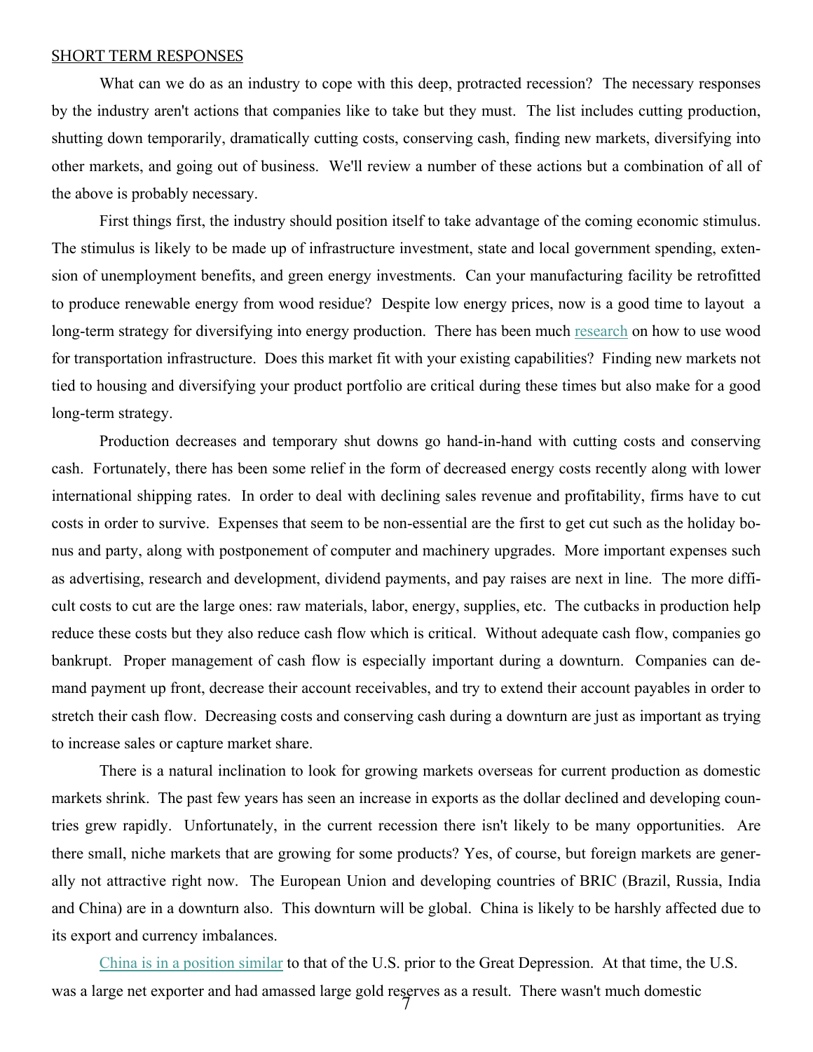## SHORT TERM RESPONSES

What can we do as an industry to cope with this deep, protracted recession? The necessary responses by the industry aren't actions that companies like to take but they must. The list includes cutting production, shutting down temporarily, dramatically cutting costs, conserving cash, finding new markets, diversifying into other markets, and going out of business. We'll review a number of these actions but a combination of all of the above is probably necessary.

First things first, the industry should position itself to take advantage of the coming economic stimulus. The stimulus is likely to be made up of infrastructure investment, state and local government spending, extension of unemployment benefits, and green energy investments. Can your manufacturing facility be retrofitted to produce renewable energy from wood residue? Despite low energy prices, now is a good time to layout a long-term strategy for diversifying into energy production. There has been much research on how to use wood for transportation infrastructure. Does this market fit with your existing capabilities? Finding new markets not tied to housing and diversifying your product portfolio are critical during these times but also make for a good long-term strategy.

Production decreases and temporary shut downs go hand-in-hand with cutting costs and conserving cash. Fortunately, there has been some relief in the form of decreased energy costs recently along with lower international shipping rates. In order to deal with declining sales revenue and profitability, firms have to cut costs in order to survive. Expenses that seem to be non-essential are the first to get cut such as the holiday bonus and party, along with postponement of computer and machinery upgrades. More important expenses such as advertising, research and development, dividend payments, and pay raises are next in line. The more difficult costs to cut are the large ones: raw materials, labor, energy, supplies, etc. The cutbacks in production help reduce these costs but they also reduce cash flow which is critical. Without adequate cash flow, companies go bankrupt. Proper management of cash flow is especially important during a downturn. Companies can demand payment up front, decrease their account receivables, and try to extend their account payables in order to stretch their cash flow. Decreasing costs and conserving cash during a downturn are just as important as trying to increase sales or capture market share.

There is a natural inclination to look for growing markets overseas for current production as domestic markets shrink. The past few years has seen an increase in exports as the dollar declined and developing countries grew rapidly. Unfortunately, in the current recession there isn't likely to be many opportunities. Are there small, niche markets that are growing for some products? Yes, of course, but foreign markets are generally not attractive right now. The European Union and developing countries of BRIC (Brazil, Russia, India and China) are in a downturn also. This downturn will be global. China is likely to be harshly affected due to its export and currency imbalances.

China is in a position similar to that of the U.S. prior to the Great Depression. At that time, the U.S. was a large net exporter and had amassed large gold reserves as a result. There wasn't much domestic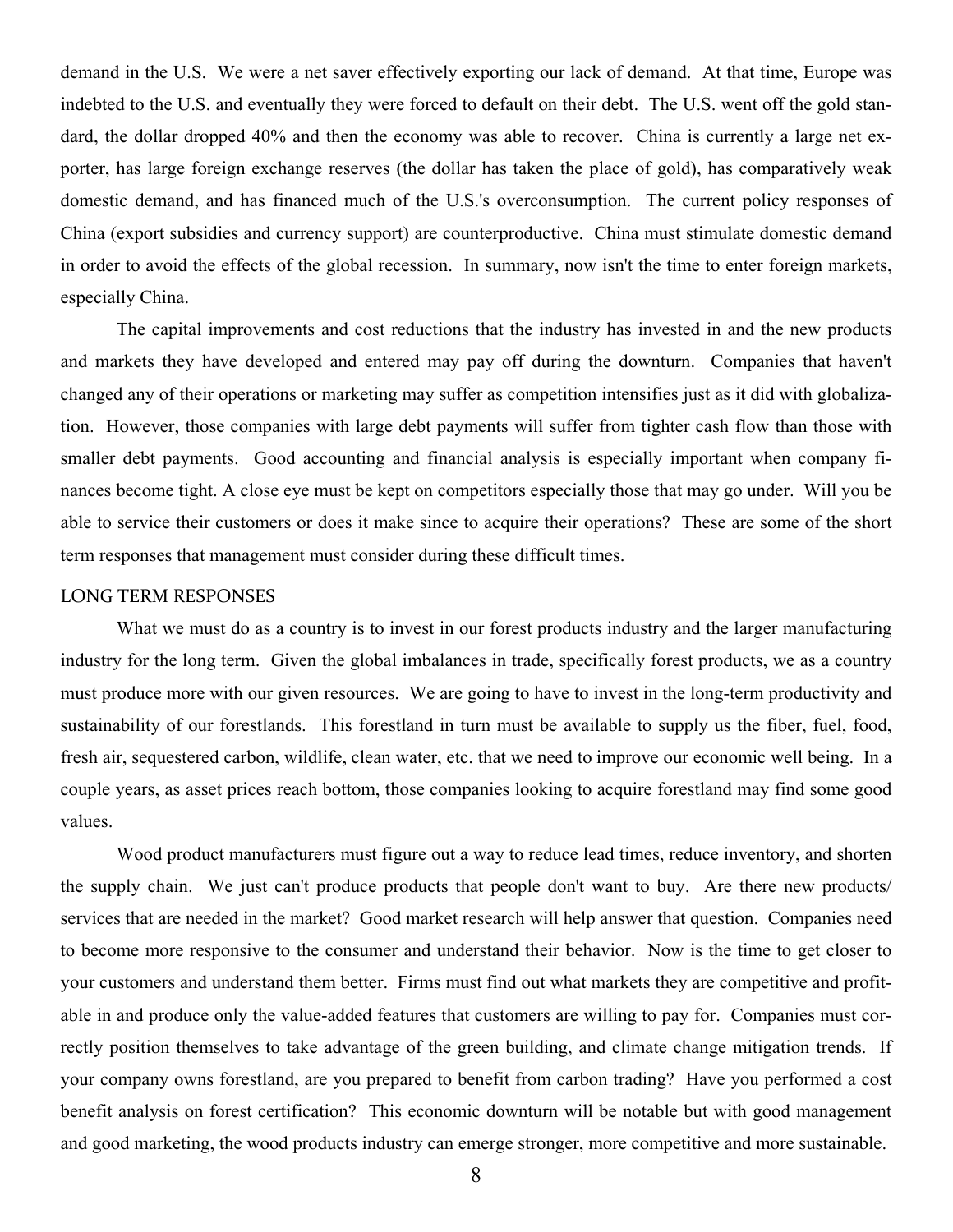demand in the U.S. We were a net saver effectively exporting our lack of demand. At that time, Europe was indebted to the U.S. and eventually they were forced to default on their debt. The U.S. went off the gold standard, the dollar dropped 40% and then the economy was able to recover. China is currently a large net exporter, has large foreign exchange reserves (the dollar has taken the place of gold), has comparatively weak domestic demand, and has financed much of the U.S.'s overconsumption. The current policy responses of China (export subsidies and currency support) are counterproductive. China must stimulate domestic demand in order to avoid the effects of the global recession. In summary, now isn't the time to enter foreign markets, especially China.

The capital improvements and cost reductions that the industry has invested in and the new products and markets they have developed and entered may pay off during the downturn. Companies that haven't changed any of their operations or marketing may suffer as competition intensifies just as it did with globalization. However, those companies with large debt payments will suffer from tighter cash flow than those with smaller debt payments. Good accounting and financial analysis is especially important when company finances become tight. A close eye must be kept on competitors especially those that may go under. Will you be able to service their customers or does it make since to acquire their operations? These are some of the short term responses that management must consider during these difficult times.

## LONG TERM RESPONSES

What we must do as a country is to invest in our forest products industry and the larger manufacturing industry for the long term. Given the global imbalances in trade, specifically forest products, we as a country must produce more with our given resources. We are going to have to invest in the long-term productivity and sustainability of our forestlands. This forestland in turn must be available to supply us the fiber, fuel, food, fresh air, sequestered carbon, wildlife, clean water, etc. that we need to improve our economic well being. In a couple years, as asset prices reach bottom, those companies looking to acquire forestland may find some good values.

Wood product manufacturers must figure out a way to reduce lead times, reduce inventory, and shorten the supply chain. We just can't produce products that people don't want to buy. Are there new products/ services that are needed in the market? Good market research will help answer that question. Companies need to become more responsive to the consumer and understand their behavior. Now is the time to get closer to your customers and understand them better. Firms must find out what markets they are competitive and profitable in and produce only the value-added features that customers are willing to pay for. Companies must correctly position themselves to take advantage of the green building, and climate change mitigation trends. If your company owns forestland, are you prepared to benefit from carbon trading? Have you performed a cost benefit analysis on forest certification? This economic downturn will be notable but with good management and good marketing, the wood products industry can emerge stronger, more competitive and more sustainable.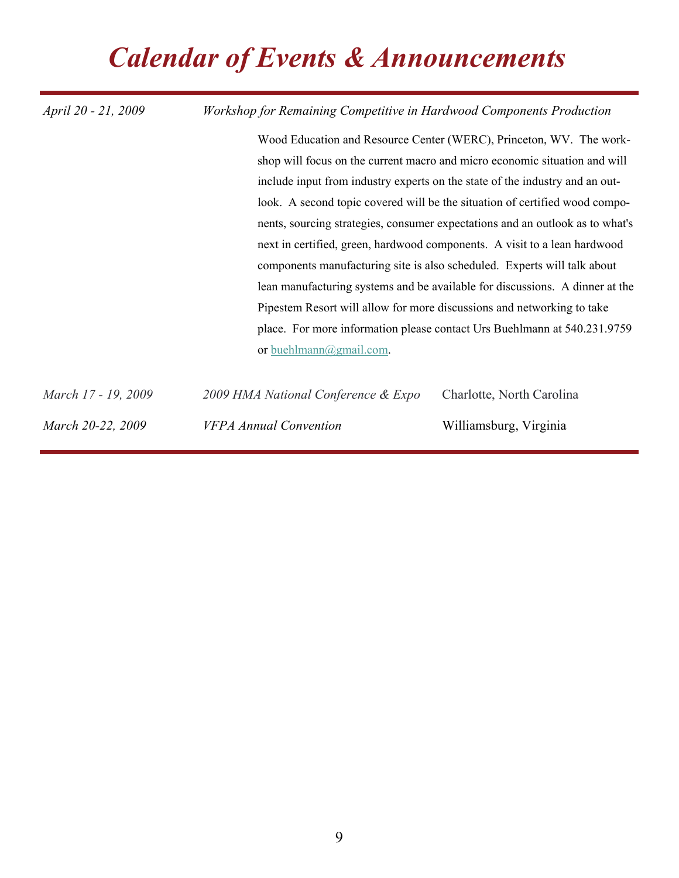# *Calendar of Events & Announcements*

*April 20 - 21, 2009* — *Workshop for Remaining Competitive in Hardwood Components Production*

Wood Education and Resource Center (WERC), Princeton, WV. The workshop will focus on the current macro and micro economic situation and will include input from industry experts on the state of the industry and an outlook. A second topic covered will be the situation of certified wood components, sourcing strategies, consumer expectations and an outlook as to what's next in certified, green, hardwood components. A visit to a lean hardwood components manufacturing site is also scheduled. Experts will talk about lean manufacturing systems and be available for discussions. A dinner at the Pipestem Resort will allow for more discussions and networking to take place. For more information please contact Urs Buehlmann at 540.231.9759 or buehlmann@gmail.com.

| | | |
|---|---|---|
| *March 17 - 19, 2009* | *2009 HMA National Conference & Expo* | Charlotte, North Carolina |
| *March 20-22, 2009* | *VFPA Annual Convention* | Williamsburg, Virginia |